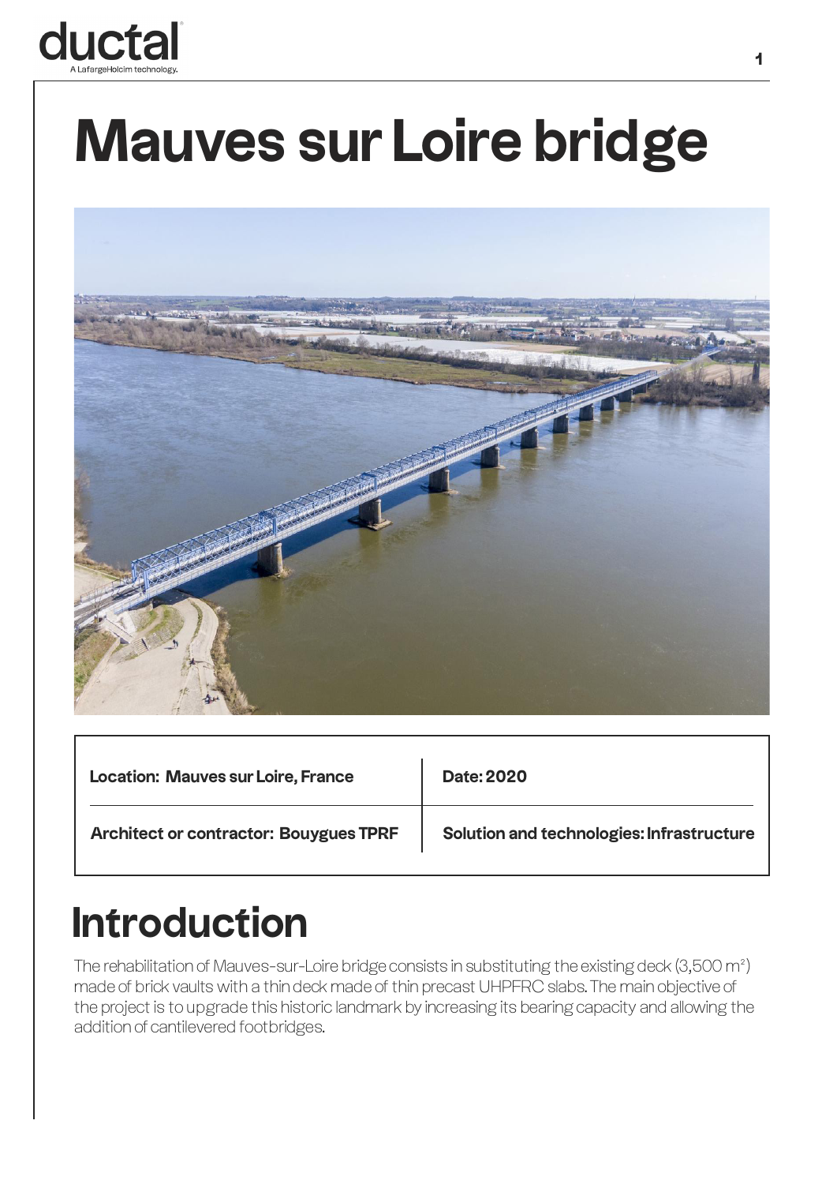# Mauves sur Loire bridge

| Location: Mauves sur Loire, France | Date: 2020 |
| --- | --- |
| Architect or contractor: Bouygues TPRF | Solution and technologies: Infrastructure |

## Introduction

The rehabilitation of Mauves-sur-Loire bridge consists in substituting the existing deck (3,500 m²) made of brick vaults with a thin deck made of thin precast UHPFRC slabs. The main objective of the project is to upgrade this historic landmark by increasing its bearing capacity and allowing the addition of cantilevered footbridges.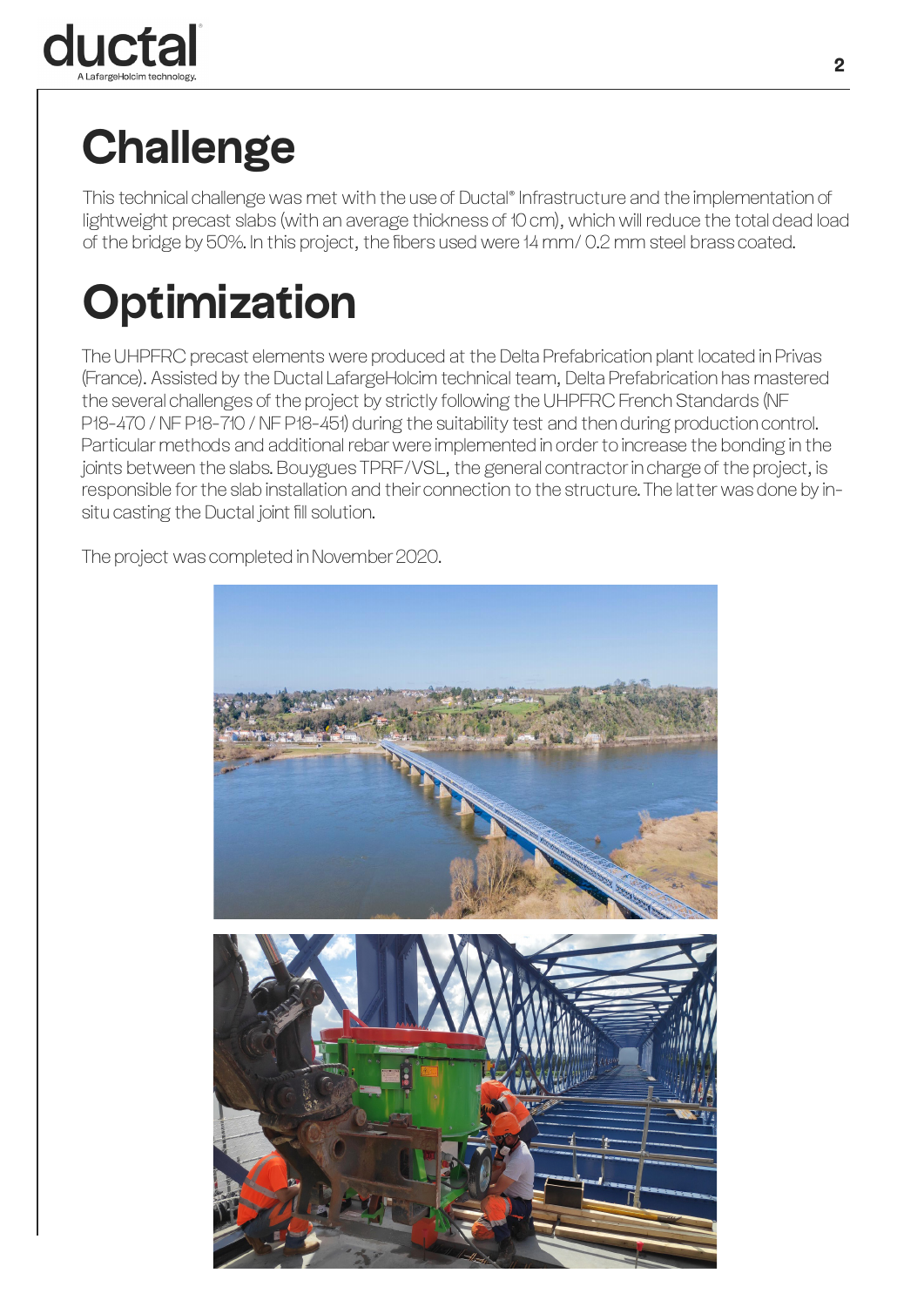# Challenge

This technical challenge was met with the use of Ductal® Infrastructure and the implementation of lightweight precast slabs (with an average thickness of 10 cm), which will reduce the total dead load of the bridge by 50%. In this project, the fibers used were 14 mm/ 0.2 mm steel brass coated.

# Optimization

The UHPFRC precast elements were produced at the Delta Prefabrication plant located in Privas (France). Assisted by the Ductal LafargeHolcim technical team, Delta Prefabrication has mastered the several challenges of the project by strictly following the UHPFRC French Standards (NF P18-470 / NF P18-710 / NF P18-451) during the suitability test and then during production control. Particular methods and additional rebar were implemented in order to increase the bonding in the joints between the slabs. Bouygues TPRF/VSL, the general contractor in charge of the project, is responsible for the slab installation and their connection to the structure. The latter was done by in-situ casting the Ductal joint fill solution.

The project was completed in November 2020.